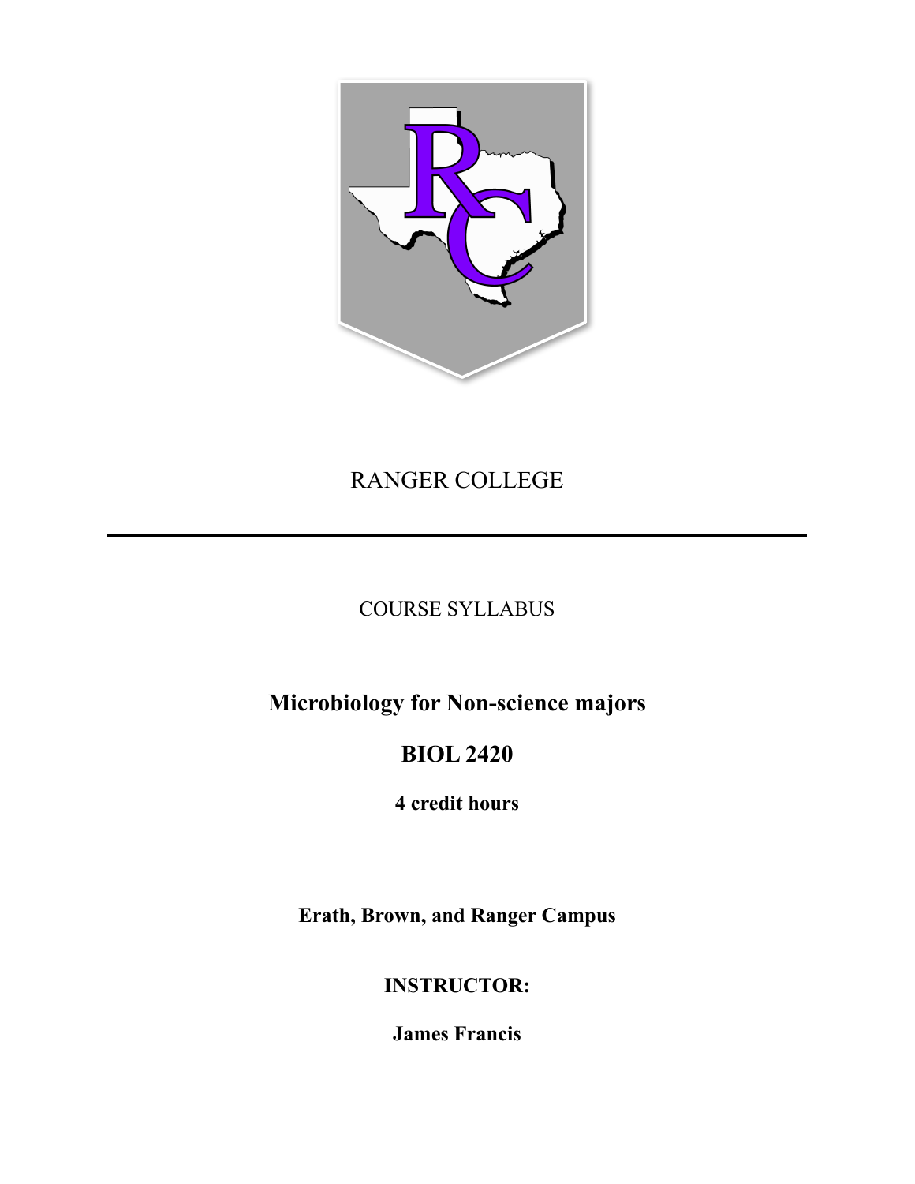RANGER COLLEGE

---

COURSE SYLLABUS

# Microbiology for Non-science majors

## BIOL 2420

**4 credit hours**

**Erath, Brown, and Ranger Campus**

**INSTRUCTOR:**

**James Francis**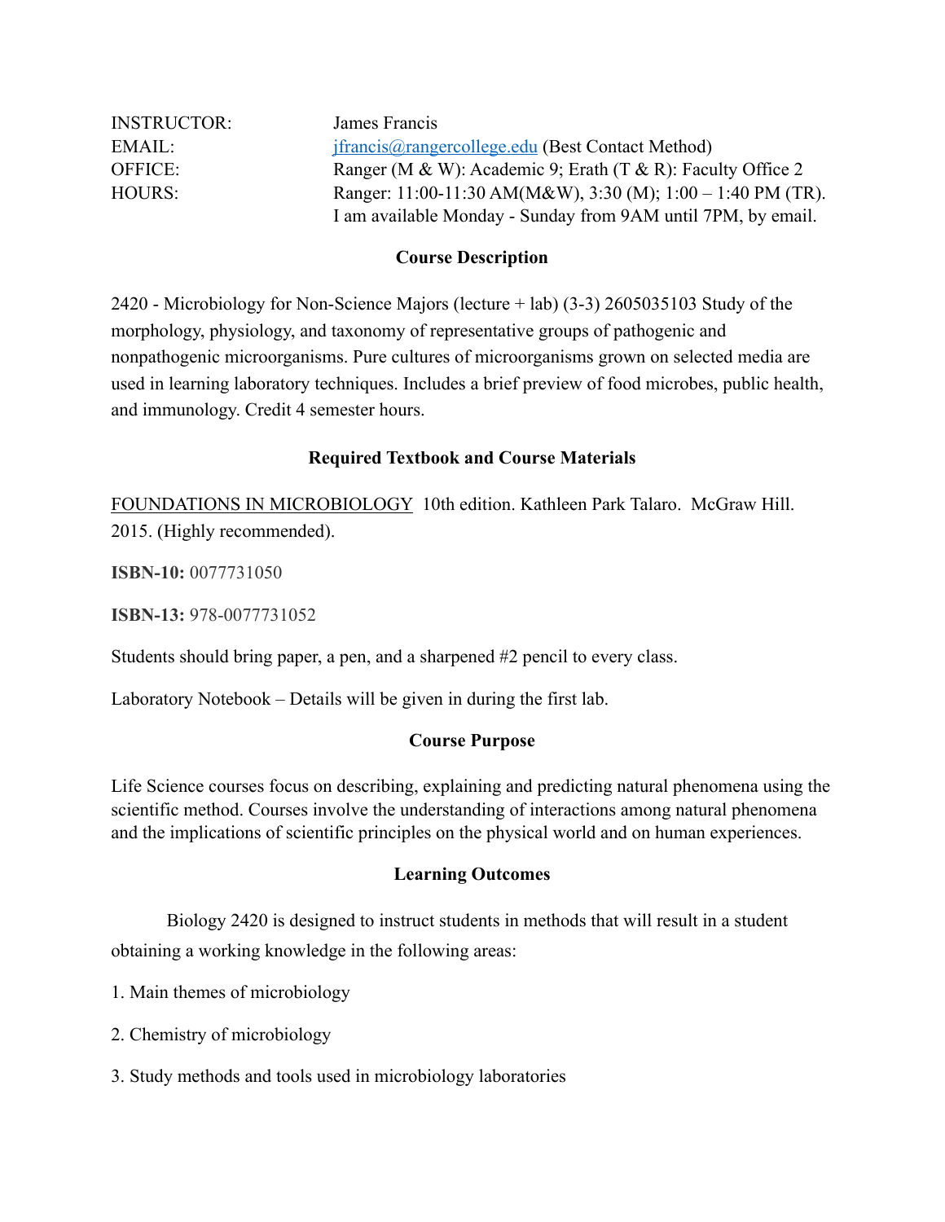INSTRUCTOR: James Francis

EMAIL: [jfrancis@rangercollege.edu](mailto:jfrancis@rangercollege.edu) (Best Contact Method)

OFFICE: Ranger (M & W): Academic 9; Erath (T & R): Faculty Office 2

HOURS: Ranger: 11:00-11:30 AM(M&W), 3:30 (M); 1:00 – 1:40 PM (TR). I am available Monday - Sunday from 9AM until 7PM, by email.

## Course Description

2420 - Microbiology for Non-Science Majors (lecture + lab) (3-3) 2605035103 Study of the morphology, physiology, and taxonomy of representative groups of pathogenic and nonpathogenic microorganisms. Pure cultures of microorganisms grown on selected media are used in learning laboratory techniques. Includes a brief preview of food microbes, public health, and immunology. Credit 4 semester hours.

## Required Textbook and Course Materials

FOUNDATIONS IN MICROBIOLOGY 10th edition. Kathleen Park Talaro. McGraw Hill. 2015. (Highly recommended).

**ISBN-10:** 0077731050

**ISBN-13:** 978-0077731052

Students should bring paper, a pen, and a sharpened #2 pencil to every class.

Laboratory Notebook – Details will be given in during the first lab.

## Course Purpose

Life Science courses focus on describing, explaining and predicting natural phenomena using the scientific method. Courses involve the understanding of interactions among natural phenomena and the implications of scientific principles on the physical world and on human experiences.

## Learning Outcomes

Biology 2420 is designed to instruct students in methods that will result in a student obtaining a working knowledge in the following areas:

1. Main themes of microbiology
2. Chemistry of microbiology
3. Study methods and tools used in microbiology laboratories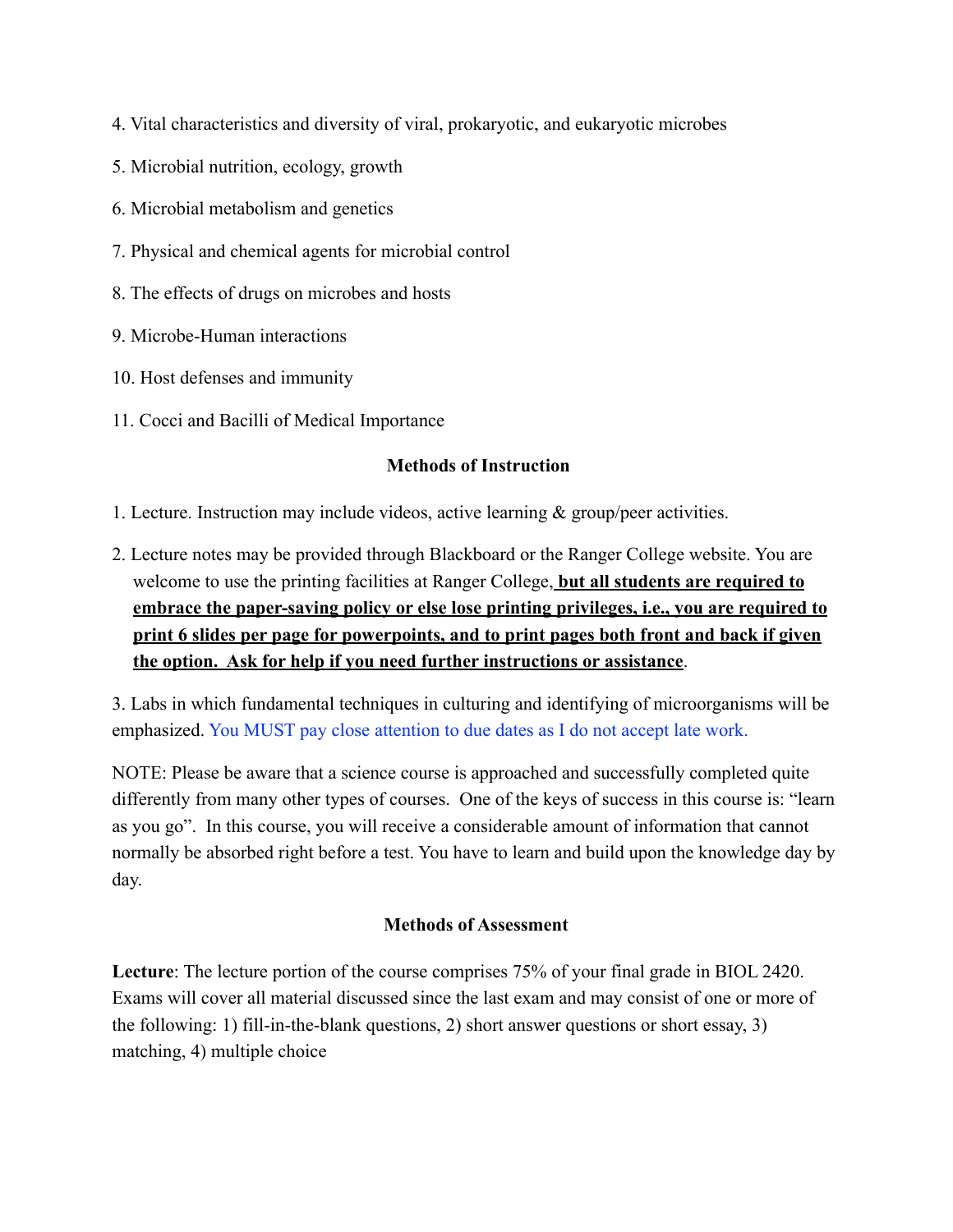4. Vital characteristics and diversity of viral, prokaryotic, and eukaryotic microbes

5. Microbial nutrition, ecology, growth

6. Microbial metabolism and genetics

7. Physical and chemical agents for microbial control

8. The effects of drugs on microbes and hosts

9. Microbe-Human interactions

10. Host defenses and immunity

11. Cocci and Bacilli of Medical Importance

**Methods of Instruction**

1. Lecture. Instruction may include videos, active learning & group/peer activities.

2. Lecture notes may be provided through Blackboard or the Ranger College website. You are welcome to use the printing facilities at Ranger College, **but all students are required to embrace the paper-saving policy or else lose printing privileges, i.e., you are required to print 6 slides per page for powerpoints, and to print pages both front and back if given the option. Ask for help if you need further instructions or assistance**.

3. Labs in which fundamental techniques in culturing and identifying of microorganisms will be emphasized. You MUST pay close attention to due dates as I do not accept late work.

NOTE: Please be aware that a science course is approached and successfully completed quite differently from many other types of courses. One of the keys of success in this course is: "learn as you go". In this course, you will receive a considerable amount of information that cannot normally be absorbed right before a test. You have to learn and build upon the knowledge day by day.

**Methods of Assessment**

**Lecture**: The lecture portion of the course comprises 75% of your final grade in BIOL 2420. Exams will cover all material discussed since the last exam and may consist of one or more of the following: 1) fill-in-the-blank questions, 2) short answer questions or short essay, 3) matching, 4) multiple choice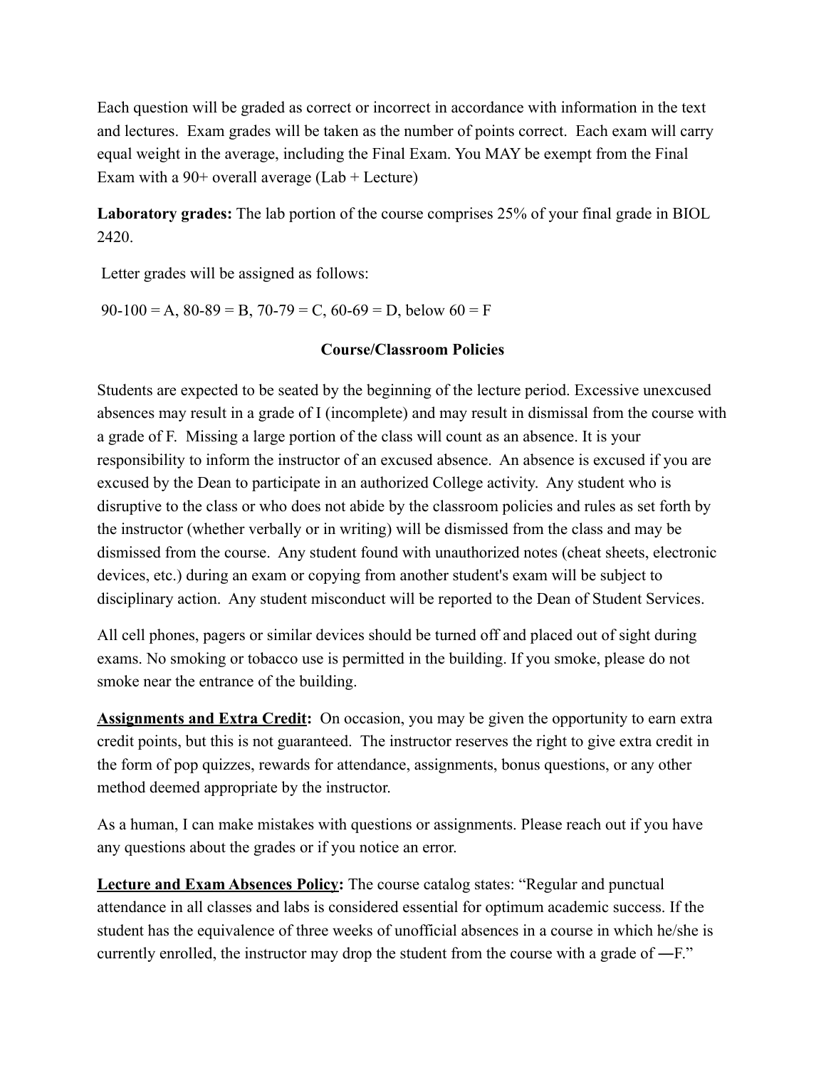Each question will be graded as correct or incorrect in accordance with information in the text and lectures. Exam grades will be taken as the number of points correct. Each exam will carry equal weight in the average, including the Final Exam. You MAY be exempt from the Final Exam with a 90+ overall average (Lab + Lecture)

**Laboratory grades:** The lab portion of the course comprises 25% of your final grade in BIOL 2420.

Letter grades will be assigned as follows:

90-100 = A, 80-89 = B, 70-79 = C, 60-69 = D, below 60 = F

## Course/Classroom Policies

Students are expected to be seated by the beginning of the lecture period. Excessive unexcused absences may result in a grade of I (incomplete) and may result in dismissal from the course with a grade of F. Missing a large portion of the class will count as an absence. It is your responsibility to inform the instructor of an excused absence. An absence is excused if you are excused by the Dean to participate in an authorized College activity. Any student who is disruptive to the class or who does not abide by the classroom policies and rules as set forth by the instructor (whether verbally or in writing) will be dismissed from the class and may be dismissed from the course. Any student found with unauthorized notes (cheat sheets, electronic devices, etc.) during an exam or copying from another student's exam will be subject to disciplinary action. Any student misconduct will be reported to the Dean of Student Services.

All cell phones, pagers or similar devices should be turned off and placed out of sight during exams. No smoking or tobacco use is permitted in the building. If you smoke, please do not smoke near the entrance of the building.

**Assignments and Extra Credit:** On occasion, you may be given the opportunity to earn extra credit points, but this is not guaranteed. The instructor reserves the right to give extra credit in the form of pop quizzes, rewards for attendance, assignments, bonus questions, or any other method deemed appropriate by the instructor.

As a human, I can make mistakes with questions or assignments. Please reach out if you have any questions about the grades or if you notice an error.

**Lecture and Exam Absences Policy:** The course catalog states: "Regular and punctual attendance in all classes and labs is considered essential for optimum academic success. If the student has the equivalence of three weeks of unofficial absences in a course in which he/she is currently enrolled, the instructor may drop the student from the course with a grade of ―F."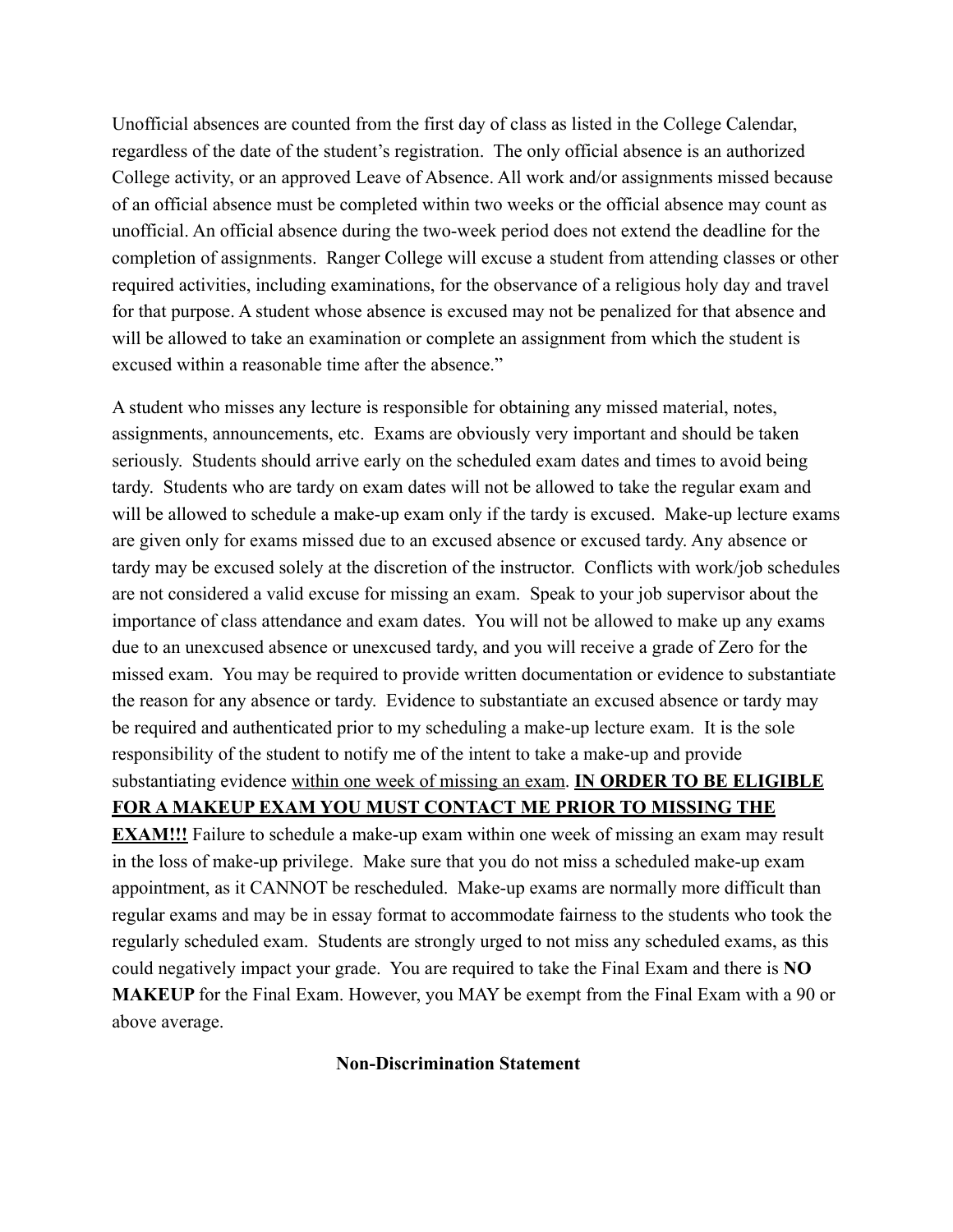Unofficial absences are counted from the first day of class as listed in the College Calendar, regardless of the date of the student's registration. The only official absence is an authorized College activity, or an approved Leave of Absence. All work and/or assignments missed because of an official absence must be completed within two weeks or the official absence may count as unofficial. An official absence during the two-week period does not extend the deadline for the completion of assignments. Ranger College will excuse a student from attending classes or other required activities, including examinations, for the observance of a religious holy day and travel for that purpose. A student whose absence is excused may not be penalized for that absence and will be allowed to take an examination or complete an assignment from which the student is excused within a reasonable time after the absence."

A student who misses any lecture is responsible for obtaining any missed material, notes, assignments, announcements, etc. Exams are obviously very important and should be taken seriously. Students should arrive early on the scheduled exam dates and times to avoid being tardy. Students who are tardy on exam dates will not be allowed to take the regular exam and will be allowed to schedule a make-up exam only if the tardy is excused. Make-up lecture exams are given only for exams missed due to an excused absence or excused tardy. Any absence or tardy may be excused solely at the discretion of the instructor. Conflicts with work/job schedules are not considered a valid excuse for missing an exam. Speak to your job supervisor about the importance of class attendance and exam dates. You will not be allowed to make up any exams due to an unexcused absence or unexcused tardy, and you will receive a grade of Zero for the missed exam. You may be required to provide written documentation or evidence to substantiate the reason for any absence or tardy. Evidence to substantiate an excused absence or tardy may be required and authenticated prior to my scheduling a make-up lecture exam. It is the sole responsibility of the student to notify me of the intent to take a make-up and provide substantiating evidence within one week of missing an exam. **IN ORDER TO BE ELIGIBLE FOR A MAKEUP EXAM YOU MUST CONTACT ME PRIOR TO MISSING THE EXAM!!!** Failure to schedule a make-up exam within one week of missing an exam may result in the loss of make-up privilege. Make sure that you do not miss a scheduled make-up exam appointment, as it CANNOT be rescheduled. Make-up exams are normally more difficult than regular exams and may be in essay format to accommodate fairness to the students who took the regularly scheduled exam. Students are strongly urged to not miss any scheduled exams, as this could negatively impact your grade. You are required to take the Final Exam and there is **NO MAKEUP** for the Final Exam. However, you MAY be exempt from the Final Exam with a 90 or above average.

## Non-Discrimination Statement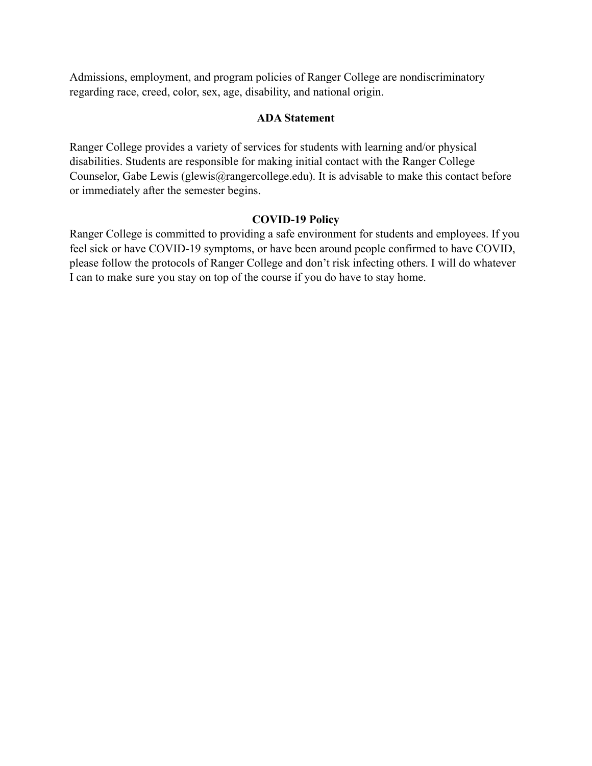Admissions, employment, and program policies of Ranger College are nondiscriminatory regarding race, creed, color, sex, age, disability, and national origin.

## ADA Statement

Ranger College provides a variety of services for students with learning and/or physical disabilities. Students are responsible for making initial contact with the Ranger College Counselor, Gabe Lewis (glewis@rangercollege.edu). It is advisable to make this contact before or immediately after the semester begins.

## COVID-19 Policy

Ranger College is committed to providing a safe environment for students and employees. If you feel sick or have COVID-19 symptoms, or have been around people confirmed to have COVID, please follow the protocols of Ranger College and don't risk infecting others. I will do whatever I can to make sure you stay on top of the course if you do have to stay home.